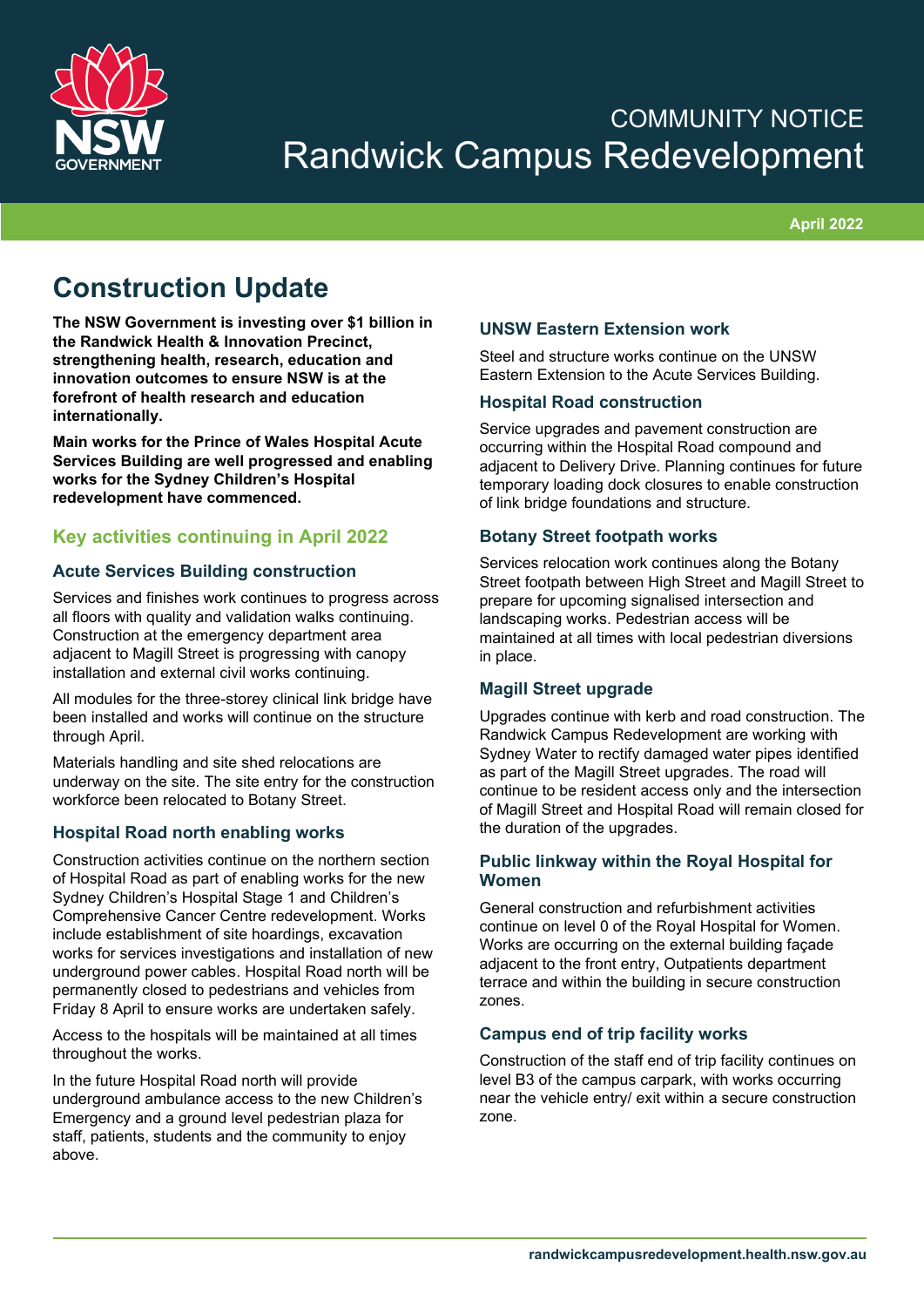COMMUNITY NOTICE

# Randwick Campus Redevelopment

April 2022

## Construction Update

**The NSW Government is investing over $1 billion in the Randwick Health & Innovation Precinct, strengthening health, research, education and innovation outcomes to ensure NSW is at the forefront of health research and education internationally.**

**Main works for the Prince of Wales Hospital Acute Services Building are well progressed and enabling works for the Sydney Children's Hospital redevelopment have commenced.**

### Key activities continuing in April 2022

#### Acute Services Building construction

Services and finishes work continues to progress across all floors with quality and validation walks continuing. Construction at the emergency department area adjacent to Magill Street is progressing with canopy installation and external civil works continuing.

All modules for the three-storey clinical link bridge have been installed and works will continue on the structure through April.

Materials handling and site shed relocations are underway on the site. The site entry for the construction workforce been relocated to Botany Street.

#### Hospital Road north enabling works

Construction activities continue on the northern section of Hospital Road as part of enabling works for the new Sydney Children's Hospital Stage 1 and Children's Comprehensive Cancer Centre redevelopment. Works include establishment of site hoardings, excavation works for services investigations and installation of new underground power cables. Hospital Road north will be permanently closed to pedestrians and vehicles from Friday 8 April to ensure works are undertaken safely.

Access to the hospitals will be maintained at all times throughout the works.

In the future Hospital Road north will provide underground ambulance access to the new Children's Emergency and a ground level pedestrian plaza for staff, patients, students and the community to enjoy above.

#### UNSW Eastern Extension work

Steel and structure works continue on the UNSW Eastern Extension to the Acute Services Building.

#### Hospital Road construction

Service upgrades and pavement construction are occurring within the Hospital Road compound and adjacent to Delivery Drive. Planning continues for future temporary loading dock closures to enable construction of link bridge foundations and structure.

#### Botany Street footpath works

Services relocation work continues along the Botany Street footpath between High Street and Magill Street to prepare for upcoming signalised intersection and landscaping works. Pedestrian access will be maintained at all times with local pedestrian diversions in place.

#### Magill Street upgrade

Upgrades continue with kerb and road construction. The Randwick Campus Redevelopment are working with Sydney Water to rectify damaged water pipes identified as part of the Magill Street upgrades. The road will continue to be resident access only and the intersection of Magill Street and Hospital Road will remain closed for the duration of the upgrades.

#### Public linkway within the Royal Hospital for Women

General construction and refurbishment activities continue on level 0 of the Royal Hospital for Women. Works are occurring on the external building façade adjacent to the front entry, Outpatients department terrace and within the building in secure construction zones.

#### Campus end of trip facility works

Construction of the staff end of trip facility continues on level B3 of the campus carpark, with works occurring near the vehicle entry/ exit within a secure construction zone.

randwickcampusredevelopment.health.nsw.gov.au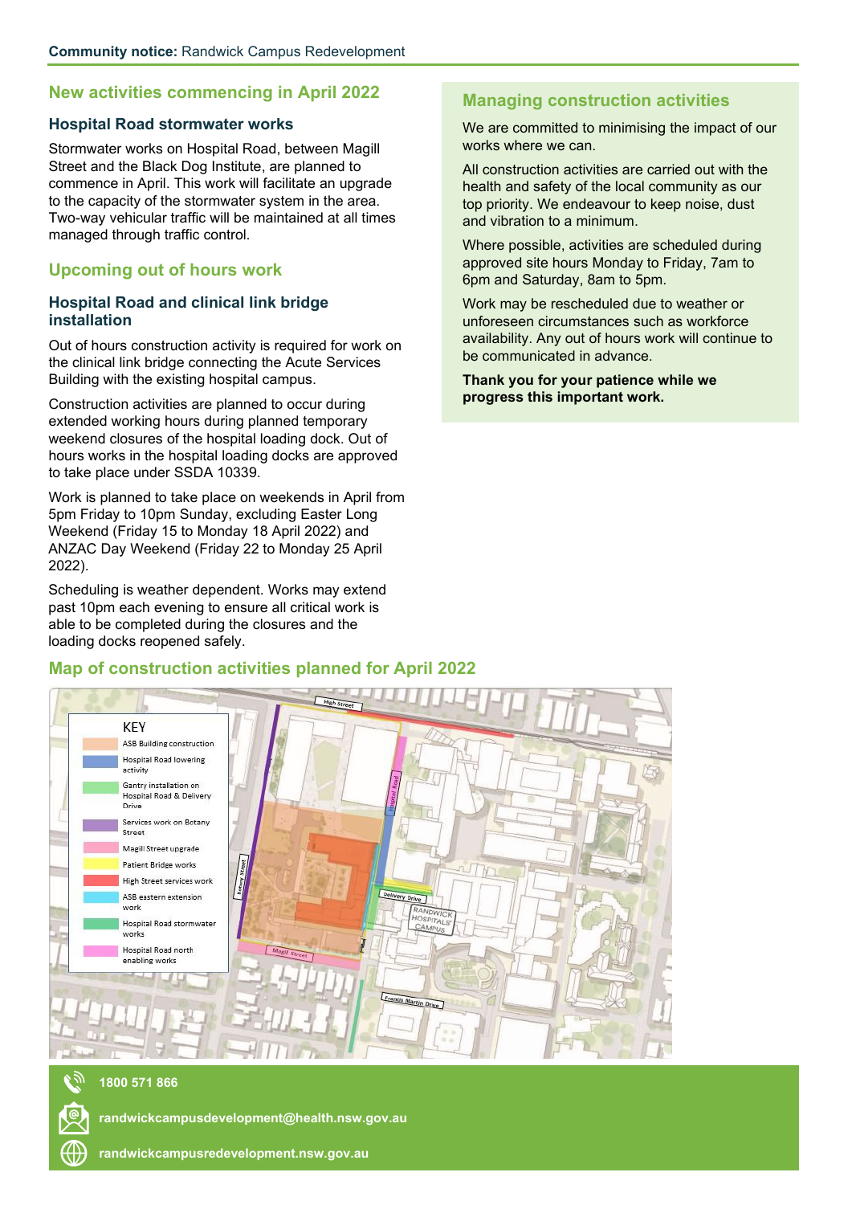## New activities commencing in April 2022

### Hospital Road stormwater works

Stormwater works on Hospital Road, between Magill Street and the Black Dog Institute, are planned to commence in April. This work will facilitate an upgrade to the capacity of the stormwater system in the area. Two-way vehicular traffic will be maintained at all times managed through traffic control.

## Upcoming out of hours work

### Hospital Road and clinical link bridge installation

Out of hours construction activity is required for work on the clinical link bridge connecting the Acute Services Building with the existing hospital campus.

Construction activities are planned to occur during extended working hours during planned temporary weekend closures of the hospital loading dock. Out of hours works in the hospital loading docks are approved to take place under SSDA 10339.

Work is planned to take place on weekends in April from 5pm Friday to 10pm Sunday, excluding Easter Long Weekend (Friday 15 to Monday 18 April 2022) and ANZAC Day Weekend (Friday 22 to Monday 25 April 2022).

Scheduling is weather dependent. Works may extend past 10pm each evening to ensure all critical work is able to be completed during the closures and the loading docks reopened safely.

## Managing construction activities

We are committed to minimising the impact of our works where we can.

All construction activities are carried out with the health and safety of the local community as our top priority. We endeavour to keep noise, dust and vibration to a minimum.

Where possible, activities are scheduled during approved site hours Monday to Friday, 7am to 6pm and Saturday, 8am to 5pm.

Work may be rescheduled due to weather or unforeseen circumstances such as workforce availability. Any out of hours work will continue to be communicated in advance.

**Thank you for your patience while we progress this important work.**

## Map of construction activities planned for April 2022

KEY

ASB Building construction

Hospital Road lowering activity

Gantry installation on Hospital Road & Delivery Drive

Services work on Botany Street

Magill Street upgrade

Patient Bridge works

High Street services work

ASB eastern extension work

Hospital Road stormwater works

Hospital Road north enabling works

High Street

Hospital Road

Botany Street

Delivery Drive

RANDWICK HOSPITALS' CAMPUS

Magill Street

Francis Martin Drive

1800 571 866

randwickcampusdevelopment@health.nsw.gov.au

randwickcampusredevelopment.nsw.gov.au